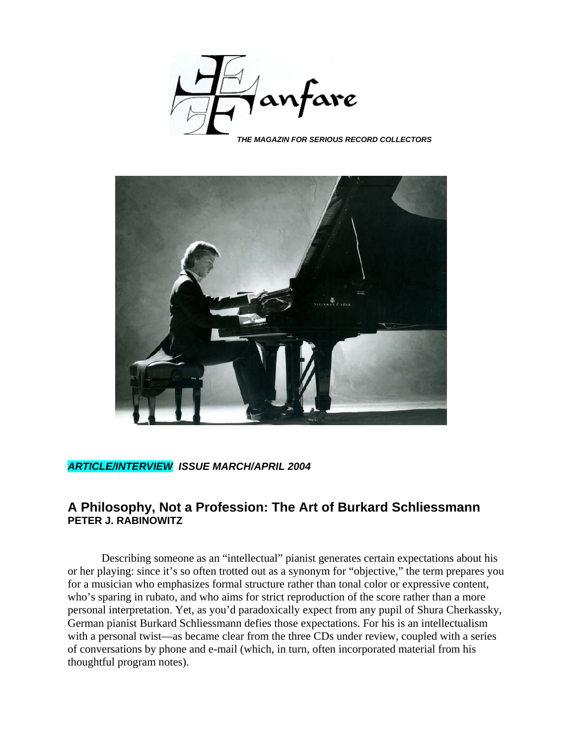# Fanfare

***THE MAGAZIN FOR SERIOUS RECORD COLLECTORS***

***ARTICLE/INTERVIEW ISSUE MARCH/APRIL 2004***

## A Philosophy, Not a Profession: The Art of Burkard Schliessmann

**PETER J. RABINOWITZ**

Describing someone as an "intellectual" pianist generates certain expectations about his or her playing: since it's so often trotted out as a synonym for "objective," the term prepares you for a musician who emphasizes formal structure rather than tonal color or expressive content, who's sparing in rubato, and who aims for strict reproduction of the score rather than a more personal interpretation. Yet, as you'd paradoxically expect from any pupil of Shura Cherkassky, German pianist Burkard Schliessmann defies those expectations. For his is an intellectualism with a personal twist—as became clear from the three CDs under review, coupled with a series of conversations by phone and e-mail (which, in turn, often incorporated material from his thoughtful program notes).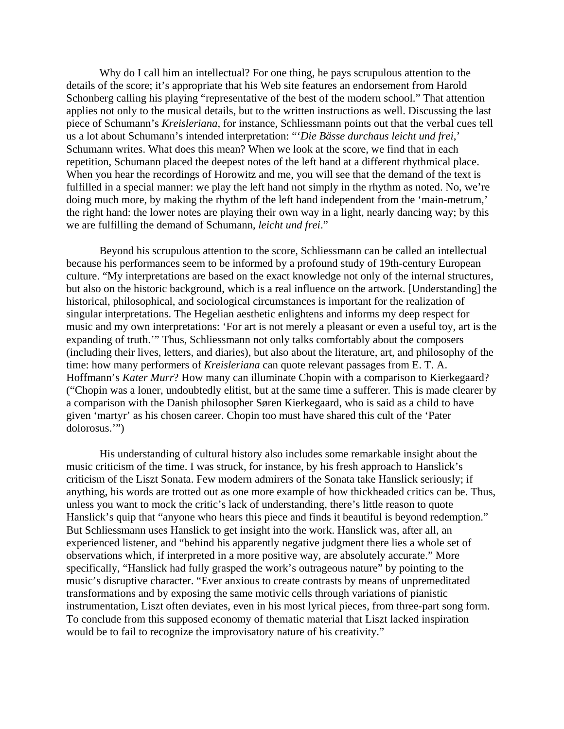Why do I call him an intellectual? For one thing, he pays scrupulous attention to the details of the score; it's appropriate that his Web site features an endorsement from Harold Schonberg calling his playing "representative of the best of the modern school." That attention applies not only to the musical details, but to the written instructions as well. Discussing the last piece of Schumann's *Kreisleriana*, for instance, Schliessmann points out that the verbal cues tell us a lot about Schumann's intended interpretation: "'*Die Bässe durchaus leicht und frei*,' Schumann writes. What does this mean? When we look at the score, we find that in each repetition, Schumann placed the deepest notes of the left hand at a different rhythmical place. When you hear the recordings of Horowitz and me, you will see that the demand of the text is fulfilled in a special manner: we play the left hand not simply in the rhythm as noted. No, we're doing much more, by making the rhythm of the left hand independent from the 'main-metrum,' the right hand: the lower notes are playing their own way in a light, nearly dancing way; by this we are fulfilling the demand of Schumann, *leicht und frei*."

Beyond his scrupulous attention to the score, Schliessmann can be called an intellectual because his performances seem to be informed by a profound study of 19th-century European culture. "My interpretations are based on the exact knowledge not only of the internal structures, but also on the historic background, which is a real influence on the artwork. [Understanding] the historical, philosophical, and sociological circumstances is important for the realization of singular interpretations. The Hegelian aesthetic enlightens and informs my deep respect for music and my own interpretations: 'For art is not merely a pleasant or even a useful toy, art is the expanding of truth.'" Thus, Schliessmann not only talks comfortably about the composers (including their lives, letters, and diaries), but also about the literature, art, and philosophy of the time: how many performers of *Kreisleriana* can quote relevant passages from E. T. A. Hoffmann's *Kater Murr*? How many can illuminate Chopin with a comparison to Kierkegaard? ("Chopin was a loner, undoubtedly elitist, but at the same time a sufferer. This is made clearer by a comparison with the Danish philosopher Søren Kierkegaard, who is said as a child to have given 'martyr' as his chosen career. Chopin too must have shared this cult of the 'Pater dolorosus.'")

His understanding of cultural history also includes some remarkable insight about the music criticism of the time. I was struck, for instance, by his fresh approach to Hanslick's criticism of the Liszt Sonata. Few modern admirers of the Sonata take Hanslick seriously; if anything, his words are trotted out as one more example of how thickheaded critics can be. Thus, unless you want to mock the critic's lack of understanding, there's little reason to quote Hanslick's quip that "anyone who hears this piece and finds it beautiful is beyond redemption." But Schliessmann uses Hanslick to get insight into the work. Hanslick was, after all, an experienced listener, and "behind his apparently negative judgment there lies a whole set of observations which, if interpreted in a more positive way, are absolutely accurate." More specifically, "Hanslick had fully grasped the work's outrageous nature" by pointing to the music's disruptive character. "Ever anxious to create contrasts by means of unpremeditated transformations and by exposing the same motivic cells through variations of pianistic instrumentation, Liszt often deviates, even in his most lyrical pieces, from three-part song form. To conclude from this supposed economy of thematic material that Liszt lacked inspiration would be to fail to recognize the improvisatory nature of his creativity."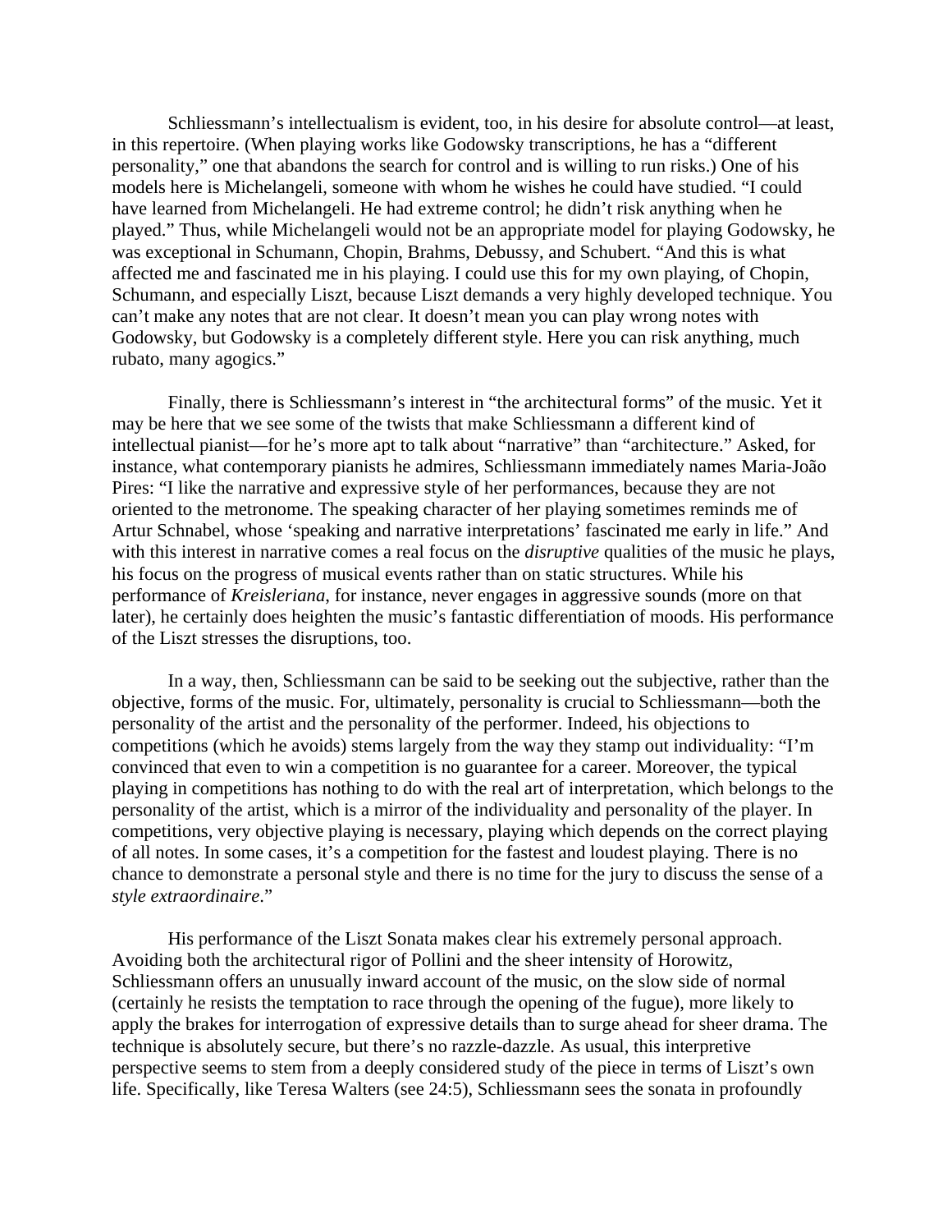Schliessmann's intellectualism is evident, too, in his desire for absolute control—at least, in this repertoire. (When playing works like Godowsky transcriptions, he has a "different personality," one that abandons the search for control and is willing to run risks.) One of his models here is Michelangeli, someone with whom he wishes he could have studied. "I could have learned from Michelangeli. He had extreme control; he didn't risk anything when he played." Thus, while Michelangeli would not be an appropriate model for playing Godowsky, he was exceptional in Schumann, Chopin, Brahms, Debussy, and Schubert. "And this is what affected me and fascinated me in his playing. I could use this for my own playing, of Chopin, Schumann, and especially Liszt, because Liszt demands a very highly developed technique. You can't make any notes that are not clear. It doesn't mean you can play wrong notes with Godowsky, but Godowsky is a completely different style. Here you can risk anything, much rubato, many agogics."

Finally, there is Schliessmann's interest in "the architectural forms" of the music. Yet it may be here that we see some of the twists that make Schliessmann a different kind of intellectual pianist—for he's more apt to talk about "narrative" than "architecture." Asked, for instance, what contemporary pianists he admires, Schliessmann immediately names Maria-João Pires: "I like the narrative and expressive style of her performances, because they are not oriented to the metronome. The speaking character of her playing sometimes reminds me of Artur Schnabel, whose 'speaking and narrative interpretations' fascinated me early in life." And with this interest in narrative comes a real focus on the *disruptive* qualities of the music he plays, his focus on the progress of musical events rather than on static structures. While his performance of *Kreisleriana*, for instance, never engages in aggressive sounds (more on that later), he certainly does heighten the music's fantastic differentiation of moods. His performance of the Liszt stresses the disruptions, too.

In a way, then, Schliessmann can be said to be seeking out the subjective, rather than the objective, forms of the music. For, ultimately, personality is crucial to Schliessmann—both the personality of the artist and the personality of the performer. Indeed, his objections to competitions (which he avoids) stems largely from the way they stamp out individuality: "I'm convinced that even to win a competition is no guarantee for a career. Moreover, the typical playing in competitions has nothing to do with the real art of interpretation, which belongs to the personality of the artist, which is a mirror of the individuality and personality of the player. In competitions, very objective playing is necessary, playing which depends on the correct playing of all notes. In some cases, it's a competition for the fastest and loudest playing. There is no chance to demonstrate a personal style and there is no time for the jury to discuss the sense of a *style extraordinaire*."

His performance of the Liszt Sonata makes clear his extremely personal approach. Avoiding both the architectural rigor of Pollini and the sheer intensity of Horowitz, Schliessmann offers an unusually inward account of the music, on the slow side of normal (certainly he resists the temptation to race through the opening of the fugue), more likely to apply the brakes for interrogation of expressive details than to surge ahead for sheer drama. The technique is absolutely secure, but there's no razzle-dazzle. As usual, this interpretive perspective seems to stem from a deeply considered study of the piece in terms of Liszt's own life. Specifically, like Teresa Walters (see 24:5), Schliessmann sees the sonata in profoundly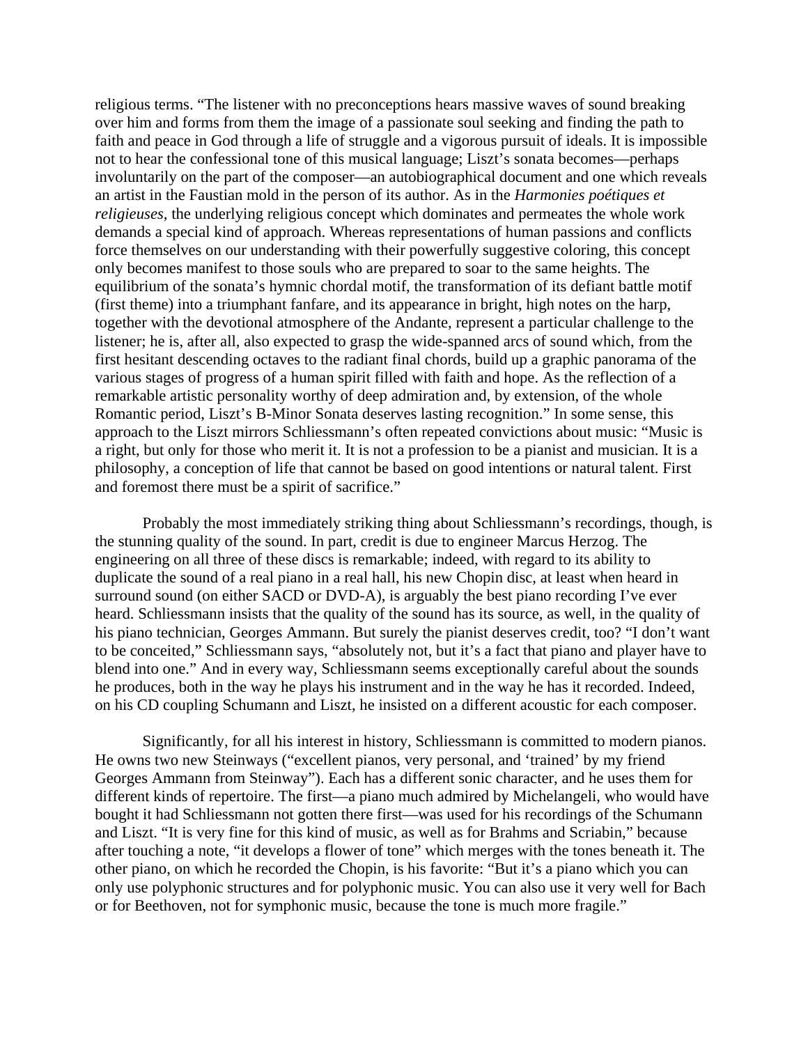religious terms. “The listener with no preconceptions hears massive waves of sound breaking over him and forms from them the image of a passionate soul seeking and finding the path to faith and peace in God through a life of struggle and a vigorous pursuit of ideals. It is impossible not to hear the confessional tone of this musical language; Liszt’s sonata becomes—perhaps involuntarily on the part of the composer—an autobiographical document and one which reveals an artist in the Faustian mold in the person of its author. As in the *Harmonies poétiques et religieuses*, the underlying religious concept which dominates and permeates the whole work demands a special kind of approach. Whereas representations of human passions and conflicts force themselves on our understanding with their powerfully suggestive coloring, this concept only becomes manifest to those souls who are prepared to soar to the same heights. The equilibrium of the sonata’s hymnic chordal motif, the transformation of its defiant battle motif (first theme) into a triumphant fanfare, and its appearance in bright, high notes on the harp, together with the devotional atmosphere of the Andante, represent a particular challenge to the listener; he is, after all, also expected to grasp the wide-spanned arcs of sound which, from the first hesitant descending octaves to the radiant final chords, build up a graphic panorama of the various stages of progress of a human spirit filled with faith and hope. As the reflection of a remarkable artistic personality worthy of deep admiration and, by extension, of the whole Romantic period, Liszt’s B-Minor Sonata deserves lasting recognition.” In some sense, this approach to the Liszt mirrors Schliessmann’s often repeated convictions about music: “Music is a right, but only for those who merit it. It is not a profession to be a pianist and musician. It is a philosophy, a conception of life that cannot be based on good intentions or natural talent. First and foremost there must be a spirit of sacrifice.”

Probably the most immediately striking thing about Schliessmann’s recordings, though, is the stunning quality of the sound. In part, credit is due to engineer Marcus Herzog. The engineering on all three of these discs is remarkable; indeed, with regard to its ability to duplicate the sound of a real piano in a real hall, his new Chopin disc, at least when heard in surround sound (on either SACD or DVD-A), is arguably the best piano recording I’ve ever heard. Schliessmann insists that the quality of the sound has its source, as well, in the quality of his piano technician, Georges Ammann. But surely the pianist deserves credit, too? “I don’t want to be conceited,” Schliessmann says, “absolutely not, but it’s a fact that piano and player have to blend into one.” And in every way, Schliessmann seems exceptionally careful about the sounds he produces, both in the way he plays his instrument and in the way he has it recorded. Indeed, on his CD coupling Schumann and Liszt, he insisted on a different acoustic for each composer.

Significantly, for all his interest in history, Schliessmann is committed to modern pianos. He owns two new Steinways (“excellent pianos, very personal, and ‘trained’ by my friend Georges Ammann from Steinway”). Each has a different sonic character, and he uses them for different kinds of repertoire. The first—a piano much admired by Michelangeli, who would have bought it had Schliessmann not gotten there first—was used for his recordings of the Schumann and Liszt. “It is very fine for this kind of music, as well as for Brahms and Scriabin,” because after touching a note, “it develops a flower of tone” which merges with the tones beneath it. The other piano, on which he recorded the Chopin, is his favorite: “But it’s a piano which you can only use polyphonic structures and for polyphonic music. You can also use it very well for Bach or for Beethoven, not for symphonic music, because the tone is much more fragile.”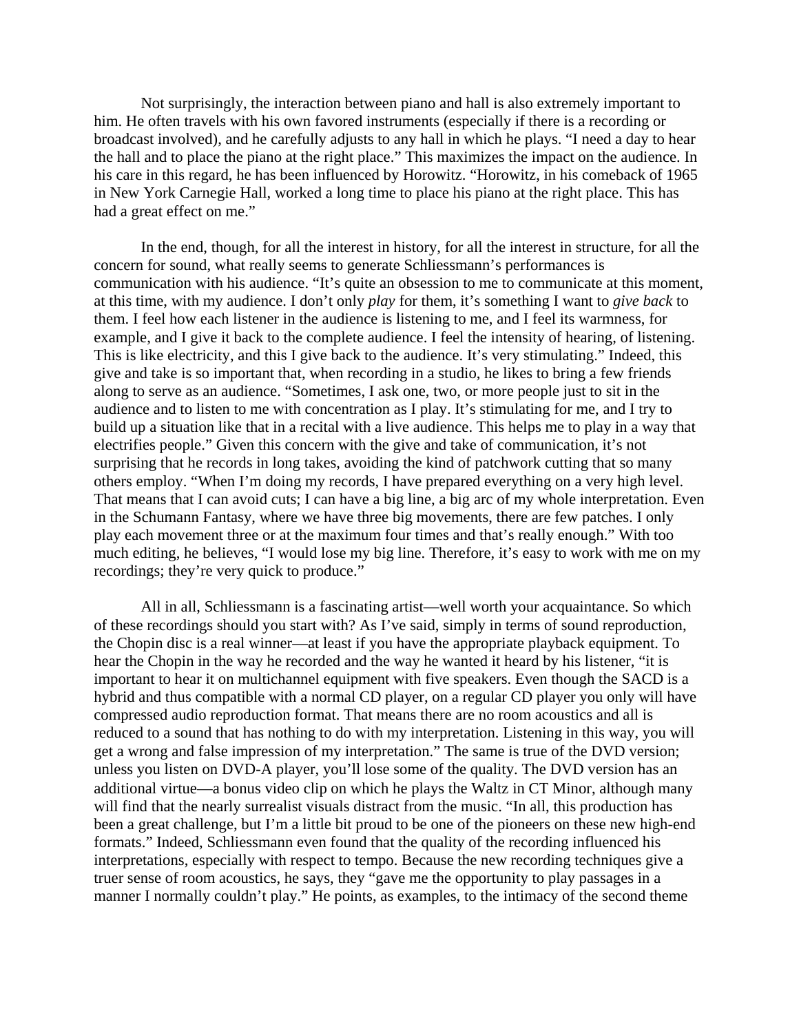Not surprisingly, the interaction between piano and hall is also extremely important to him. He often travels with his own favored instruments (especially if there is a recording or broadcast involved), and he carefully adjusts to any hall in which he plays. "I need a day to hear the hall and to place the piano at the right place." This maximizes the impact on the audience. In his care in this regard, he has been influenced by Horowitz. "Horowitz, in his comeback of 1965 in New York Carnegie Hall, worked a long time to place his piano at the right place. This has had a great effect on me."

In the end, though, for all the interest in history, for all the interest in structure, for all the concern for sound, what really seems to generate Schliessmann's performances is communication with his audience. "It's quite an obsession to me to communicate at this moment, at this time, with my audience. I don't only *play* for them, it's something I want to *give back* to them. I feel how each listener in the audience is listening to me, and I feel its warmness, for example, and I give it back to the complete audience. I feel the intensity of hearing, of listening. This is like electricity, and this I give back to the audience. It's very stimulating." Indeed, this give and take is so important that, when recording in a studio, he likes to bring a few friends along to serve as an audience. "Sometimes, I ask one, two, or more people just to sit in the audience and to listen to me with concentration as I play. It's stimulating for me, and I try to build up a situation like that in a recital with a live audience. This helps me to play in a way that electrifies people." Given this concern with the give and take of communication, it's not surprising that he records in long takes, avoiding the kind of patchwork cutting that so many others employ. "When I'm doing my records, I have prepared everything on a very high level. That means that I can avoid cuts; I can have a big line, a big arc of my whole interpretation. Even in the Schumann Fantasy, where we have three big movements, there are few patches. I only play each movement three or at the maximum four times and that's really enough." With too much editing, he believes, "I would lose my big line. Therefore, it's easy to work with me on my recordings; they're very quick to produce."

All in all, Schliessmann is a fascinating artist—well worth your acquaintance. So which of these recordings should you start with? As I've said, simply in terms of sound reproduction, the Chopin disc is a real winner—at least if you have the appropriate playback equipment. To hear the Chopin in the way he recorded and the way he wanted it heard by his listener, "it is important to hear it on multichannel equipment with five speakers. Even though the SACD is a hybrid and thus compatible with a normal CD player, on a regular CD player you only will have compressed audio reproduction format. That means there are no room acoustics and all is reduced to a sound that has nothing to do with my interpretation. Listening in this way, you will get a wrong and false impression of my interpretation." The same is true of the DVD version; unless you listen on DVD-A player, you'll lose some of the quality. The DVD version has an additional virtue—a bonus video clip on which he plays the Waltz in CT Minor, although many will find that the nearly surrealist visuals distract from the music. "In all, this production has been a great challenge, but I'm a little bit proud to be one of the pioneers on these new high-end formats." Indeed, Schliessmann even found that the quality of the recording influenced his interpretations, especially with respect to tempo. Because the new recording techniques give a truer sense of room acoustics, he says, they "gave me the opportunity to play passages in a manner I normally couldn't play." He points, as examples, to the intimacy of the second theme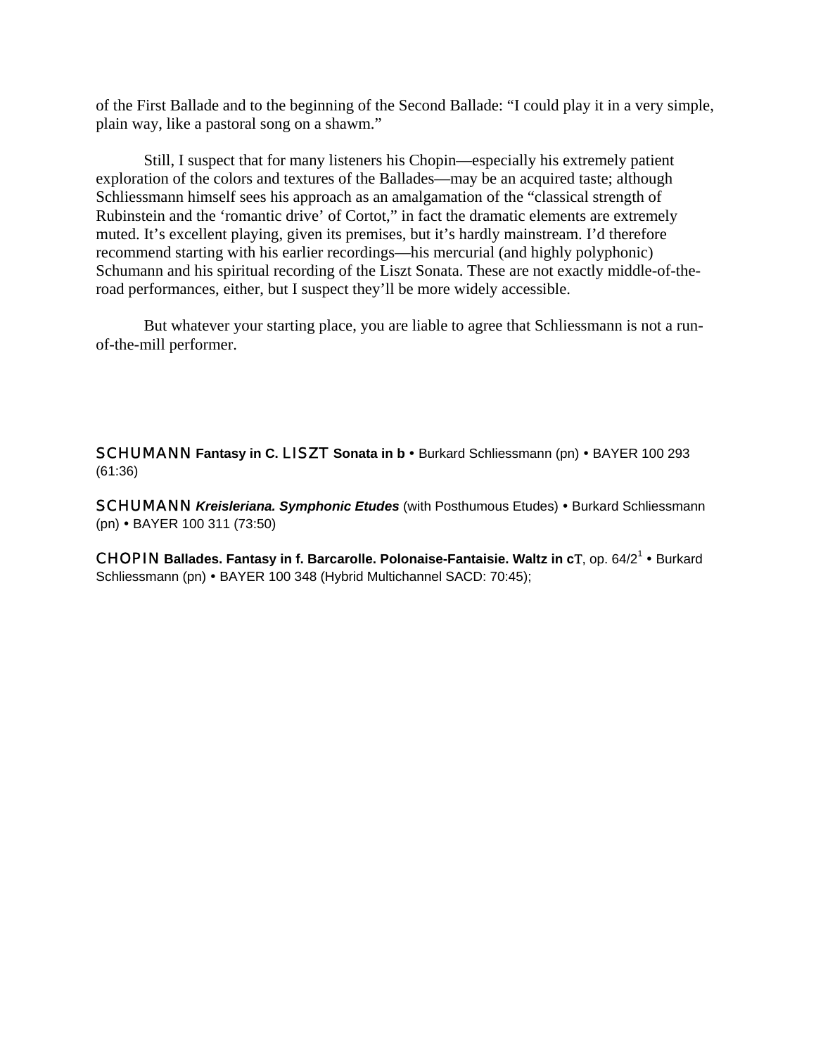of the First Ballade and to the beginning of the Second Ballade: "I could play it in a very simple, plain way, like a pastoral song on a shawm."

Still, I suspect that for many listeners his Chopin—especially his extremely patient exploration of the colors and textures of the Ballades—may be an acquired taste; although Schliessmann himself sees his approach as an amalgamation of the "classical strength of Rubinstein and the 'romantic drive' of Cortot," in fact the dramatic elements are extremely muted. It's excellent playing, given its premises, but it's hardly mainstream. I'd therefore recommend starting with his earlier recordings—his mercurial (and highly polyphonic) Schumann and his spiritual recording of the Liszt Sonata. These are not exactly middle-of-the-road performances, either, but I suspect they'll be more widely accessible.

But whatever your starting place, you are liable to agree that Schliessmann is not a run-of-the-mill performer.

SCHUMANN **Fantasy in C.** LISZT **Sonata in b** • Burkard Schliessmann (pn) • BAYER 100 293 (61:36)

SCHUMANN ***Kreisleriana. Symphonic Etudes*** (with Posthumous Etudes) • Burkard Schliessmann (pn) • BAYER 100 311 (73:50)

CHOPIN **Ballades. Fantasy in f. Barcarolle. Polonaise-Fantaisie. Waltz in c**T, op. 64/2[1] • Burkard Schliessmann (pn) • BAYER 100 348 (Hybrid Multichannel SACD: 70:45);